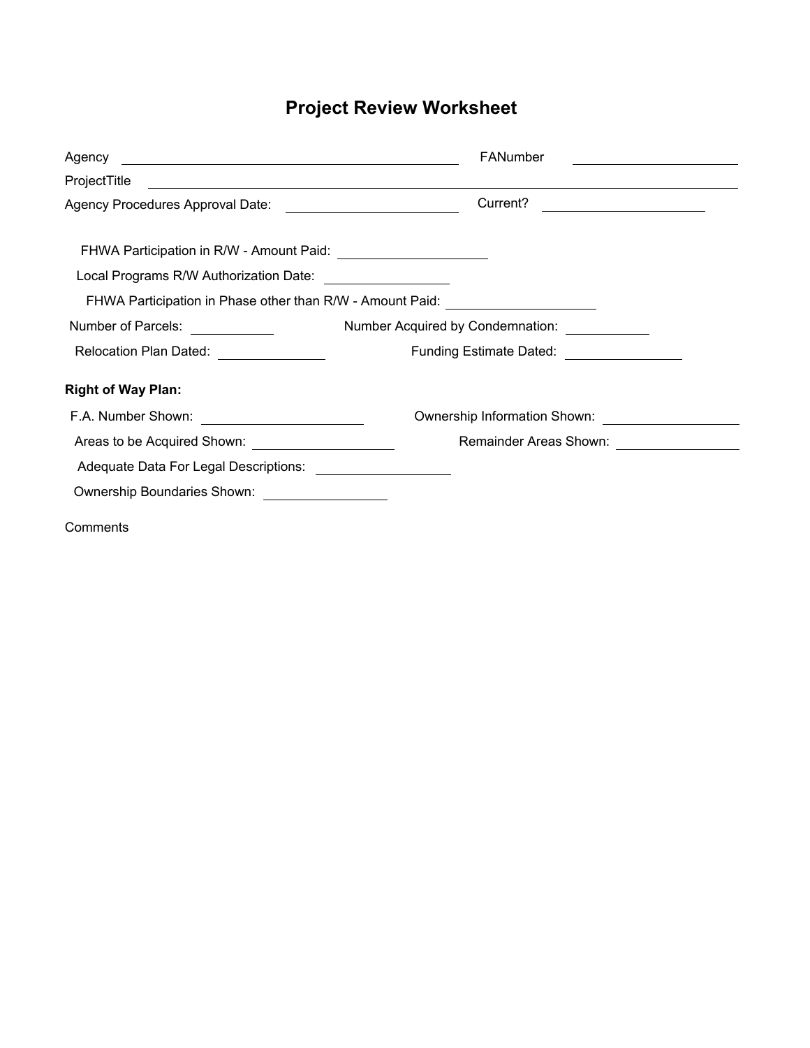# Project Review Worksheet

Agency ______________________________ FANumber ______________

ProjectTitle ____________________________________________________

Agency Procedures Approval Date: ______________ Current? ______________

FHWA Participation in R/W - Amount Paid: ______________

Local Programs R/W Authorization Date: ______________

FHWA Participation in Phase other than R/W - Amount Paid: ______________

Number of Parcels: ________ Number Acquired by Condemnation: ________

Relocation Plan Dated: ________ Funding Estimate Dated: ________

**Right of Way Plan:**

F.A. Number Shown: ______________ Ownership Information Shown: ______________

Areas to be Acquired Shown: ______________ Remainder Areas Shown: ______________

Adequate Data For Legal Descriptions: ______________

Ownership Boundaries Shown: ______________

Comments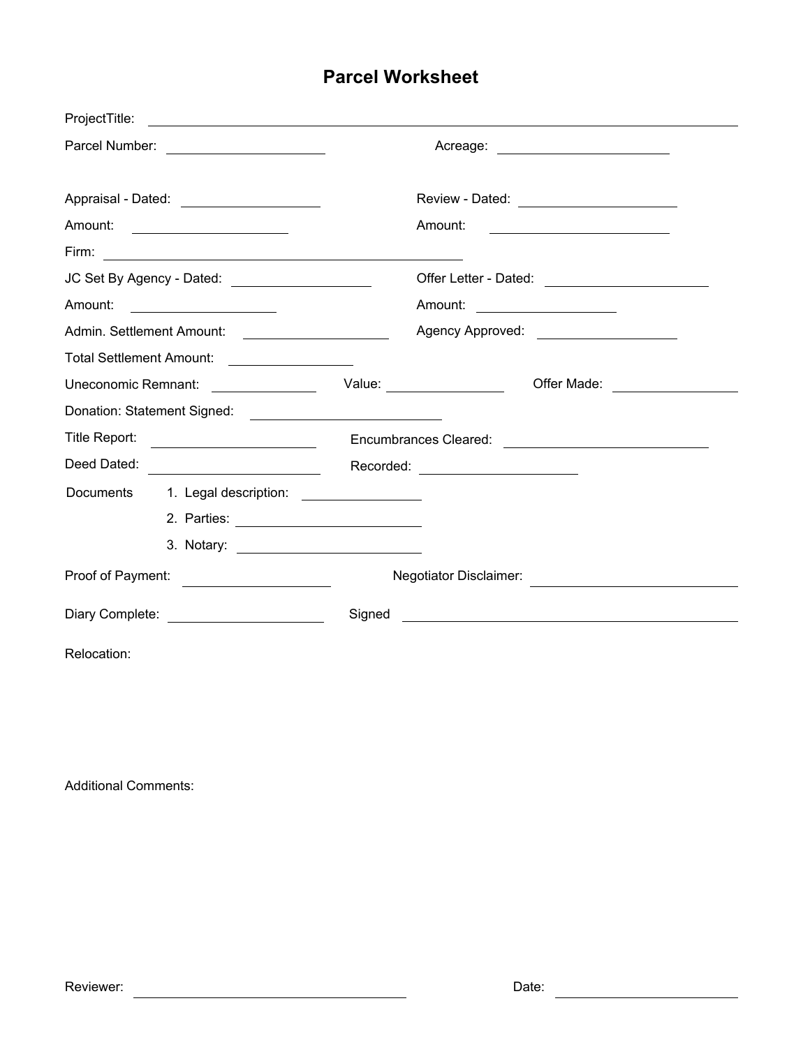# Parcel Worksheet

ProjectTitle: ______________________________

Parcel Number: ______________ Acreage: ______________

Appraisal - Dated: ______________ Review - Dated: ______________

Amount: ______________ Amount: ______________

Firm: ______________________________

JC Set By Agency - Dated: ______________ Offer Letter - Dated: ______________

Amount: ______________ Amount: ______________

Admin. Settlement Amount: ______________ Agency Approved: ______________

Total Settlement Amount: ______________

Uneconomic Remnant: ______________ Value: ______________ Offer Made: ______________

Donation: Statement Signed: ______________

Title Report: ______________ Encumbrances Cleared: ______________

Deed Dated: ______________ Recorded: ______________

Documents

1. Legal description: ______________
2. Parties: ______________
3. Notary: ______________

Proof of Payment: ______________ Negotiator Disclaimer: ______________

Diary Complete: ______________ Signed ______________

Relocation:

Additional Comments:

Reviewer: ______________ Date: ______________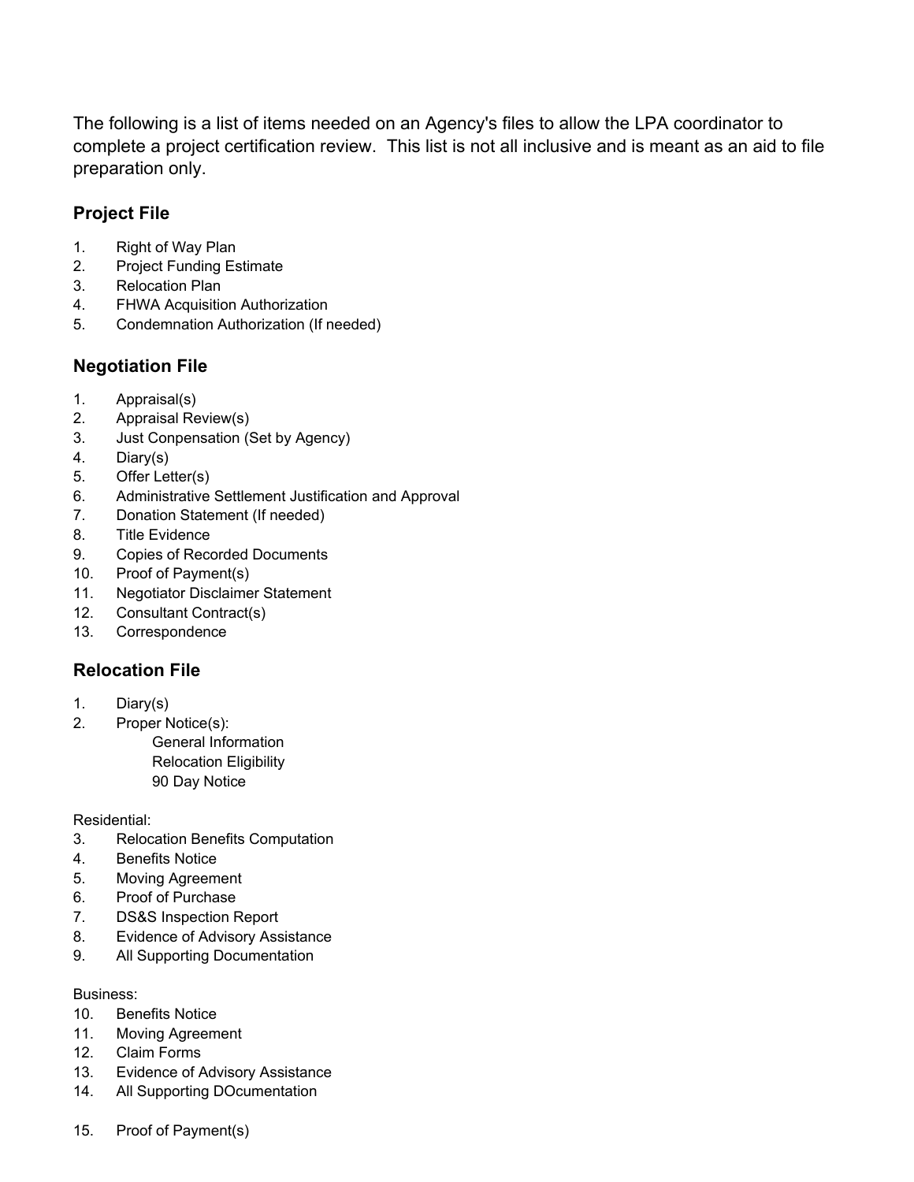The following is a list of items needed on an Agency's files to allow the LPA coordinator to complete a project certification review. This list is not all inclusive and is meant as an aid to file preparation only.

### Project File

1. Right of Way Plan
2. Project Funding Estimate
3. Relocation Plan
4. FHWA Acquisition Authorization
5. Condemnation Authorization (If needed)

### Negotiation File

1. Appraisal(s)
2. Appraisal Review(s)
3. Just Conpensation (Set by Agency)
4. Diary(s)
5. Offer Letter(s)
6. Administrative Settlement Justification and Approval
7. Donation Statement (If needed)
8. Title Evidence
9. Copies of Recorded Documents
10. Proof of Payment(s)
11. Negotiator Disclaimer Statement
12. Consultant Contract(s)
13. Correspondence

### Relocation File

1. Diary(s)
2. Proper Notice(s):
    - General Information
    - Relocation Eligibility
    - 90 Day Notice

Residential:

3. Relocation Benefits Computation
4. Benefits Notice
5. Moving Agreement
6. Proof of Purchase
7. DS&S Inspection Report
8. Evidence of Advisory Assistance
9. All Supporting Documentation

Business:

10. Benefits Notice
11. Moving Agreement
12. Claim Forms
13. Evidence of Advisory Assistance
14. All Supporting DOcumentation

15. Proof of Payment(s)